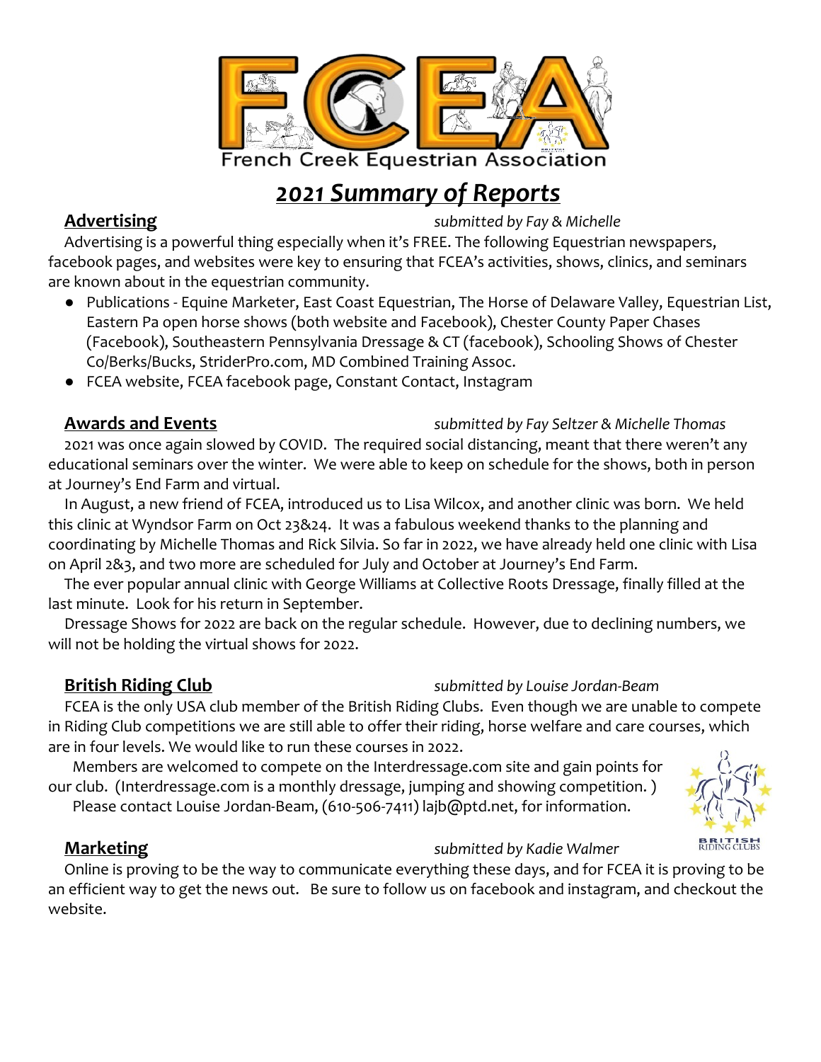# French Creek Equestrian Association

## *2021 Summary of Reports*

### Advertising

*submitted by Fay & Michelle*

Advertising is a powerful thing especially when it's FREE. The following Equestrian newspapers, facebook pages, and websites were key to ensuring that FCEA's activities, shows, clinics, and seminars are known about in the equestrian community.

- Publications - Equine Marketer, East Coast Equestrian, The Horse of Delaware Valley, Equestrian List, Eastern Pa open horse shows (both website and Facebook), Chester County Paper Chases (Facebook), Southeastern Pennsylvania Dressage & CT (facebook), Schooling Shows of Chester Co/Berks/Bucks, StriderPro.com, MD Combined Training Assoc.
- FCEA website, FCEA facebook page, Constant Contact, Instagram

### Awards and Events

*submitted by Fay Seltzer & Michelle Thomas*

2021 was once again slowed by COVID. The required social distancing, meant that there weren't any educational seminars over the winter. We were able to keep on schedule for the shows, both in person at Journey's End Farm and virtual.

In August, a new friend of FCEA, introduced us to Lisa Wilcox, and another clinic was born. We held this clinic at Wyndsor Farm on Oct 23&24. It was a fabulous weekend thanks to the planning and coordinating by Michelle Thomas and Rick Silvia. So far in 2022, we have already held one clinic with Lisa on April 2&3, and two more are scheduled for July and October at Journey's End Farm.

The ever popular annual clinic with George Williams at Collective Roots Dressage, finally filled at the last minute. Look for his return in September.

Dressage Shows for 2022 are back on the regular schedule. However, due to declining numbers, we will not be holding the virtual shows for 2022.

### British Riding Club

*submitted by Louise Jordan-Beam*

FCEA is the only USA club member of the British Riding Clubs. Even though we are unable to compete in Riding Club competitions we are still able to offer their riding, horse welfare and care courses, which are in four levels. We would like to run these courses in 2022.

Members are welcomed to compete on the Interdressage.com site and gain points for our club. (Interdressage.com is a monthly dressage, jumping and showing competition. )

Please contact Louise Jordan-Beam, (610-506-7411) lajb@ptd.net, for information.

### Marketing

*submitted by Kadie Walmer*

Online is proving to be the way to communicate everything these days, and for FCEA it is proving to be an efficient way to get the news out. Be sure to follow us on facebook and instagram, and checkout the website.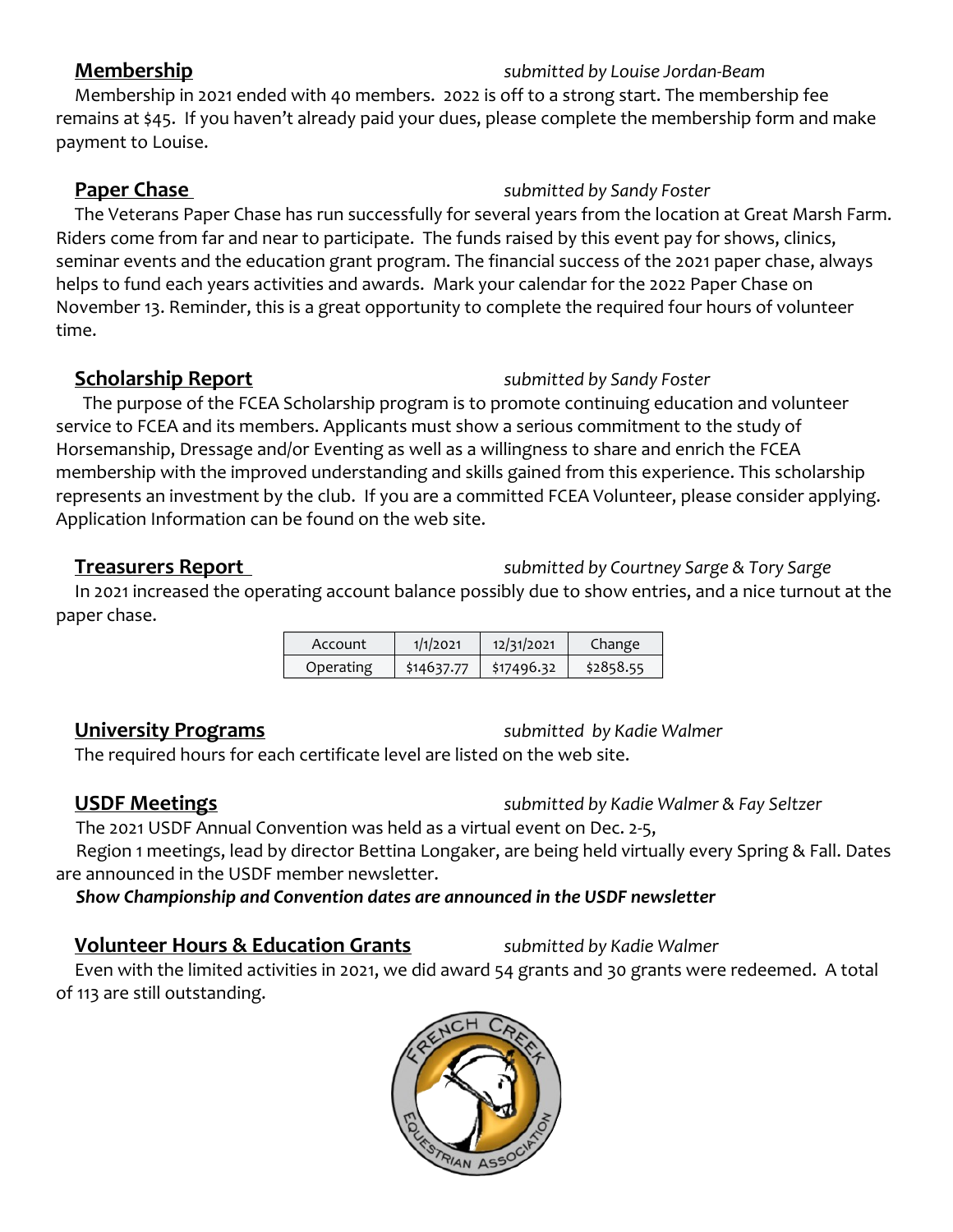## Membership

*submitted by Louise Jordan-Beam*

Membership in 2021 ended with 40 members. 2022 is off to a strong start. The membership fee remains at $45. If you haven't already paid your dues, please complete the membership form and make payment to Louise.

## Paper Chase

*submitted by Sandy Foster*

The Veterans Paper Chase has run successfully for several years from the location at Great Marsh Farm. Riders come from far and near to participate. The funds raised by this event pay for shows, clinics, seminar events and the education grant program. The financial success of the 2021 paper chase, always helps to fund each years activities and awards. Mark your calendar for the 2022 Paper Chase on November 13. Reminder, this is a great opportunity to complete the required four hours of volunteer time.

## Scholarship Report

*submitted by Sandy Foster*

The purpose of the FCEA Scholarship program is to promote continuing education and volunteer service to FCEA and its members. Applicants must show a serious commitment to the study of Horsemanship, Dressage and/or Eventing as well as a willingness to share and enrich the FCEA membership with the improved understanding and skills gained from this experience. This scholarship represents an investment by the club. If you are a committed FCEA Volunteer, please consider applying. Application Information can be found on the web site.

## Treasurers Report

*submitted by Courtney Sarge & Tory Sarge*

In 2021 increased the operating account balance possibly due to show entries, and a nice turnout at the paper chase.

| Account | 1/1/2021 | 12/31/2021 | Change |
|---|---|---|---|
| Operating | $14637.77 | $17496.32 | $2858.55 |

## University Programs

*submitted by Kadie Walmer*

The required hours for each certificate level are listed on the web site.

## USDF Meetings

*submitted by Kadie Walmer & Fay Seltzer*

The 2021 USDF Annual Convention was held as a virtual event on Dec. 2-5,

Region 1 meetings, lead by director Bettina Longaker, are being held virtually every Spring & Fall. Dates are announced in the USDF member newsletter.

***Show Championship and Convention dates are announced in the USDF newsletter***

## Volunteer Hours & Education Grants

*submitted by Kadie Walmer*

Even with the limited activities in 2021, we did award 54 grants and 30 grants were redeemed. A total of 113 are still outstanding.

FRENCH CREEK EQUESTRIAN ASSOCIATION